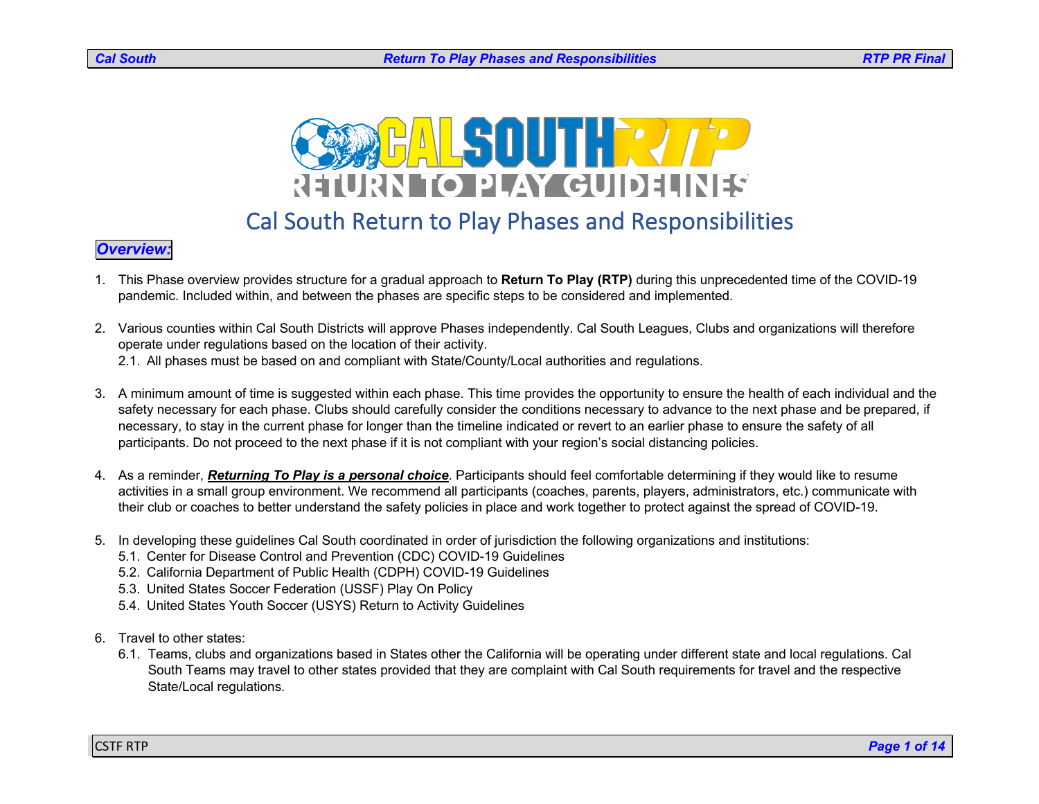# Cal South Return to Play Phases and Responsibilities

## *Overview:*

1. This Phase overview provides structure for a gradual approach to **Return To Play (RTP)** during this unprecedented time of the COVID-19 pandemic. Included within, and between the phases are specific steps to be considered and implemented.

2. Various counties within Cal South Districts will approve Phases independently. Cal South Leagues, Clubs and organizations will therefore operate under regulations based on the location of their activity.
   2.1. All phases must be based on and compliant with State/County/Local authorities and regulations.

3. A minimum amount of time is suggested within each phase. This time provides the opportunity to ensure the health of each individual and the safety necessary for each phase. Clubs should carefully consider the conditions necessary to advance to the next phase and be prepared, if necessary, to stay in the current phase for longer than the timeline indicated or revert to an earlier phase to ensure the safety of all participants. Do not proceed to the next phase if it is not compliant with your region's social distancing policies.

4. As a reminder, ***Returning To Play is a personal choice***. Participants should feel comfortable determining if they would like to resume activities in a small group environment. We recommend all participants (coaches, parents, players, administrators, etc.) communicate with their club or coaches to better understand the safety policies in place and work together to protect against the spread of COVID-19.

5. In developing these guidelines Cal South coordinated in order of jurisdiction the following organizations and institutions:
   5.1. Center for Disease Control and Prevention (CDC) COVID-19 Guidelines
   5.2. California Department of Public Health (CDPH) COVID-19 Guidelines
   5.3. United States Soccer Federation (USSF) Play On Policy
   5.4. United States Youth Soccer (USYS) Return to Activity Guidelines

6. Travel to other states:
   6.1. Teams, clubs and organizations based in States other the California will be operating under different state and local regulations. Cal South Teams may travel to other states provided that they are complaint with Cal South requirements for travel and the respective State/Local regulations.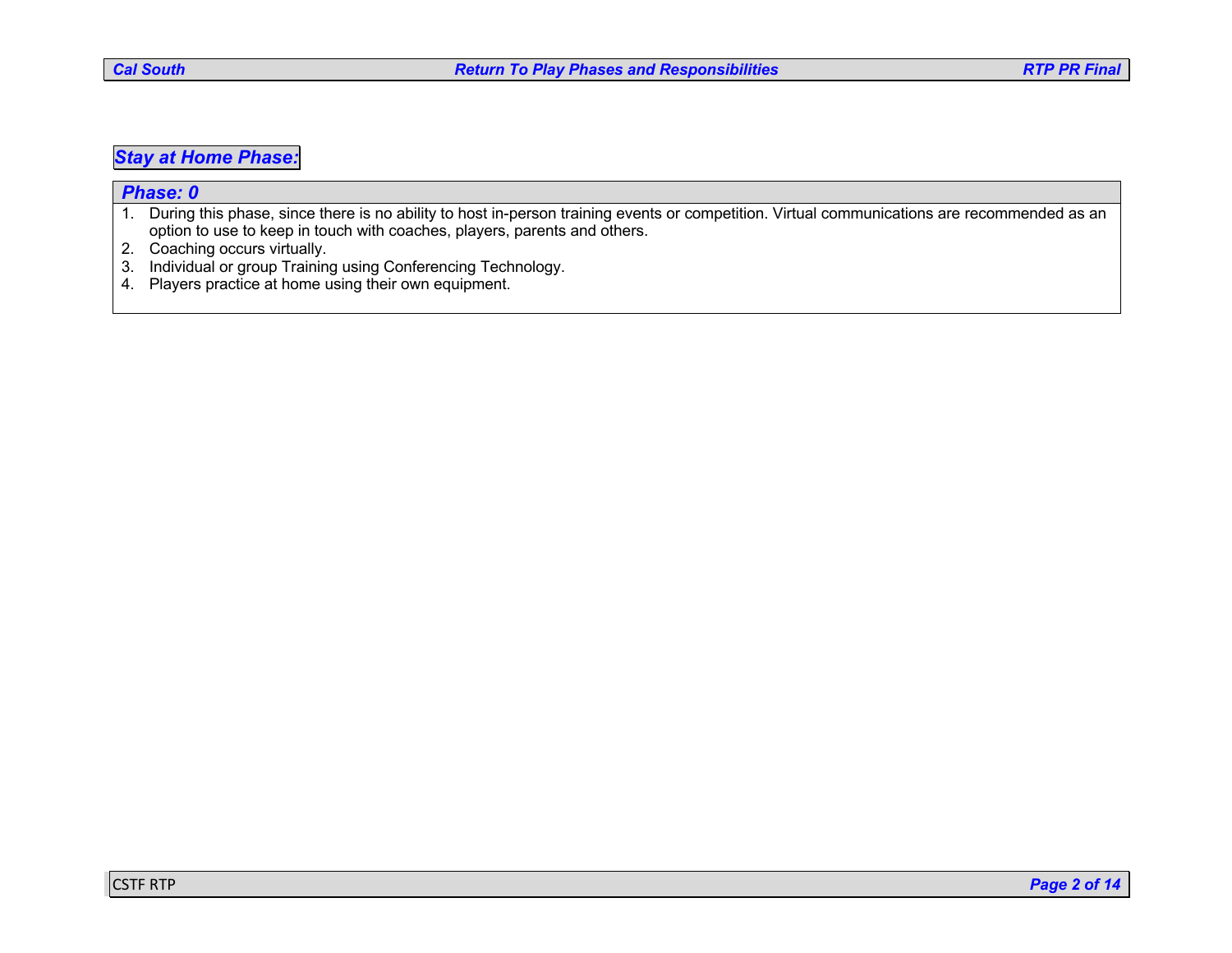## *Stay at Home Phase:*

### *Phase: 0*

1. During this phase, since there is no ability to host in-person training events or competition. Virtual communications are recommended as an option to use to keep in touch with coaches, players, parents and others.
2. Coaching occurs virtually.
3. Individual or group Training using Conferencing Technology.
4. Players practice at home using their own equipment.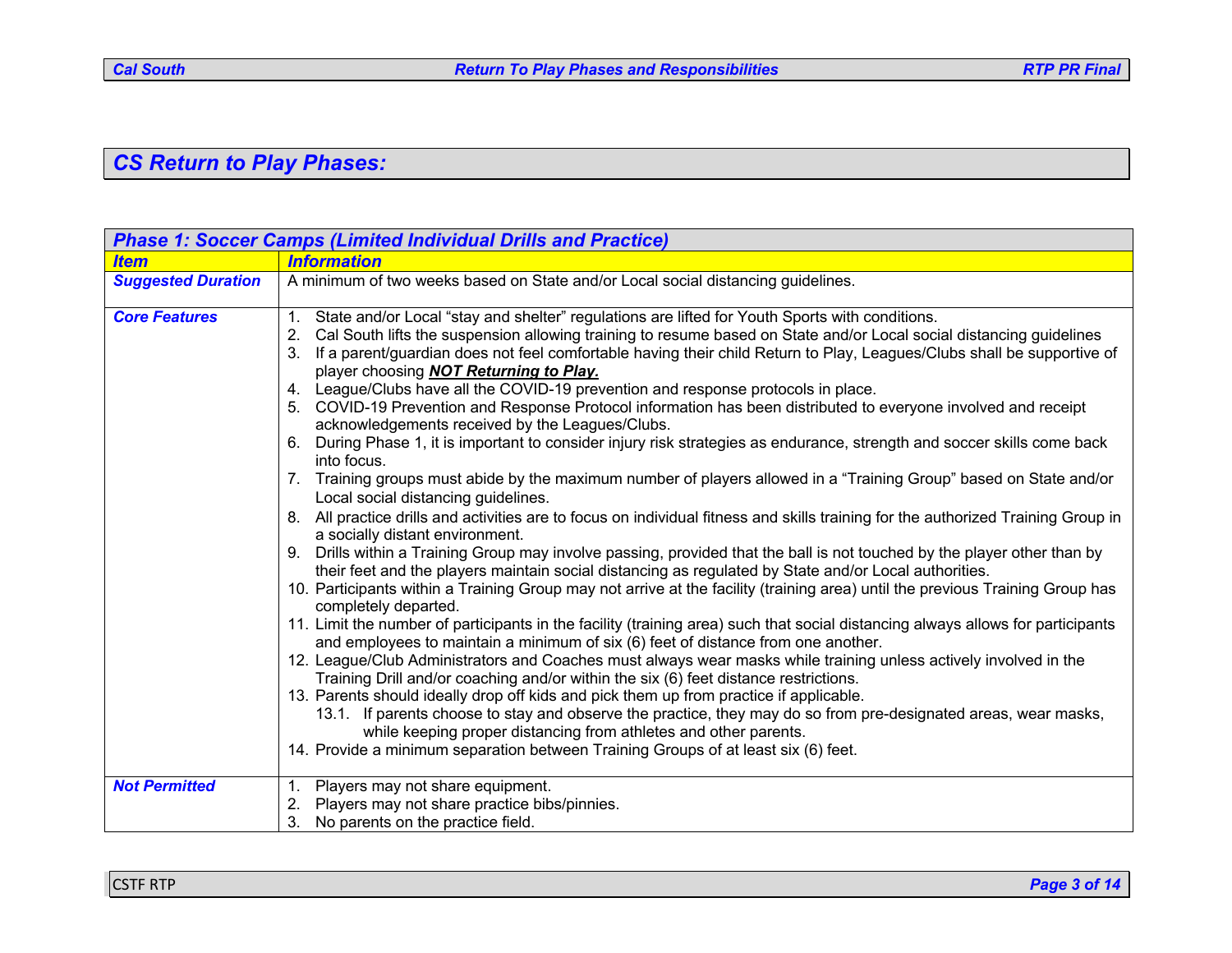## CS Return to Play Phases:

| Phase 1: Soccer Camps (Limited Individual Drills and Practice) | |
|---|---|
| **Item** | **Information** |
| **Suggested Duration** | A minimum of two weeks based on State and/or Local social distancing guidelines. |
| **Core Features** | 1. State and/or Local "stay and shelter" regulations are lifted for Youth Sports with conditions.<br>2. Cal South lifts the suspension allowing training to resume based on State and/or Local social distancing guidelines<br>3. If a parent/guardian does not feel comfortable having their child Return to Play, Leagues/Clubs shall be supportive of player choosing ***NOT Returning to Play.***<br>4. League/Clubs have all the COVID-19 prevention and response protocols in place.<br>5. COVID-19 Prevention and Response Protocol information has been distributed to everyone involved and receipt acknowledgements received by the Leagues/Clubs.<br>6. During Phase 1, it is important to consider injury risk strategies as endurance, strength and soccer skills come back into focus.<br>7. Training groups must abide by the maximum number of players allowed in a "Training Group" based on State and/or Local social distancing guidelines.<br>8. All practice drills and activities are to focus on individual fitness and skills training for the authorized Training Group in a socially distant environment.<br>9. Drills within a Training Group may involve passing, provided that the ball is not touched by the player other than by their feet and the players maintain social distancing as regulated by State and/or Local authorities.<br>10. Participants within a Training Group may not arrive at the facility (training area) until the previous Training Group has completely departed.<br>11. Limit the number of participants in the facility (training area) such that social distancing always allows for participants and employees to maintain a minimum of six (6) feet of distance from one another.<br>12. League/Club Administrators and Coaches must always wear masks while training unless actively involved in the Training Drill and/or coaching and/or within the six (6) feet distance restrictions.<br>13. Parents should ideally drop off kids and pick them up from practice if applicable.<br>13.1. If parents choose to stay and observe the practice, they may do so from pre-designated areas, wear masks, while keeping proper distancing from athletes and other parents.<br>14. Provide a minimum separation between Training Groups of at least six (6) feet. |
| **Not Permitted** | 1. Players may not share equipment.<br>2. Players may not share practice bibs/pinnies.<br>3. No parents on the practice field. |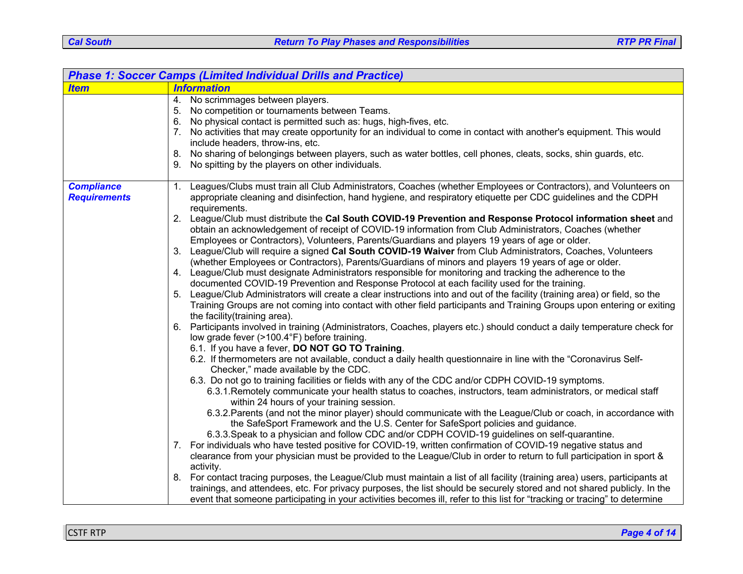| Phase 1: Soccer Camps (Limited Individual Drills and Practice) | |
|---|---|
| **Item** | **Information** |
| | 4. No scrimmages between players.<br>5. No competition or tournaments between Teams.<br>6. No physical contact is permitted such as: hugs, high-fives, etc.<br>7. No activities that may create opportunity for an individual to come in contact with another's equipment. This would include headers, throw-ins, etc.<br>8. No sharing of belongings between players, such as water bottles, cell phones, cleats, socks, shin guards, etc.<br>9. No spitting by the players on other individuals. |
| **Compliance Requirements** | 1. Leagues/Clubs must train all Club Administrators, Coaches (whether Employees or Contractors), and Volunteers on appropriate cleaning and disinfection, hand hygiene, and respiratory etiquette per CDC guidelines and the CDPH requirements.<br>2. League/Club must distribute the **Cal South COVID-19 Prevention and Response Protocol information sheet** and obtain an acknowledgement of receipt of COVID-19 information from Club Administrators, Coaches (whether Employees or Contractors), Volunteers, Parents/Guardians and players 19 years of age or older.<br>3. League/Club will require a signed **Cal South COVID-19 Waiver** from Club Administrators, Coaches, Volunteers (whether Employees or Contractors), Parents/Guardians of minors and players 19 years of age or older.<br>4. League/Club must designate Administrators responsible for monitoring and tracking the adherence to the documented COVID-19 Prevention and Response Protocol at each facility used for the training.<br>5. League/Club Administrators will create a clear instructions into and out of the facility (training area) or field, so the Training Groups are not coming into contact with other field participants and Training Groups upon entering or exiting the facility(training area).<br>6. Participants involved in training (Administrators, Coaches, players etc.) should conduct a daily temperature check for low grade fever (>100.4°F) before training.<br>6.1. If you have a fever, **DO NOT GO TO Training**.<br>6.2. If thermometers are not available, conduct a daily health questionnaire in line with the "Coronavirus Self-Checker," made available by the CDC.<br>6.3. Do not go to training facilities or fields with any of the CDC and/or CDPH COVID-19 symptoms.<br>6.3.1. Remotely communicate your health status to coaches, instructors, team administrators, or medical staff within 24 hours of your training session.<br>6.3.2. Parents (and not the minor player) should communicate with the League/Club or coach, in accordance with the SafeSport Framework and the U.S. Center for SafeSport policies and guidance.<br>6.3.3. Speak to a physician and follow CDC and/or CDPH COVID-19 guidelines on self-quarantine.<br>7. For individuals who have tested positive for COVID-19, written confirmation of COVID-19 negative status and clearance from your physician must be provided to the League/Club in order to return to full participation in sport & activity.<br>8. For contact tracing purposes, the League/Club must maintain a list of all facility (training area) users, participants at trainings, and attendees, etc. For privacy purposes, the list should be securely stored and not shared publicly. In the event that someone participating in your activities becomes ill, refer to this list for "tracking or tracing" to determine |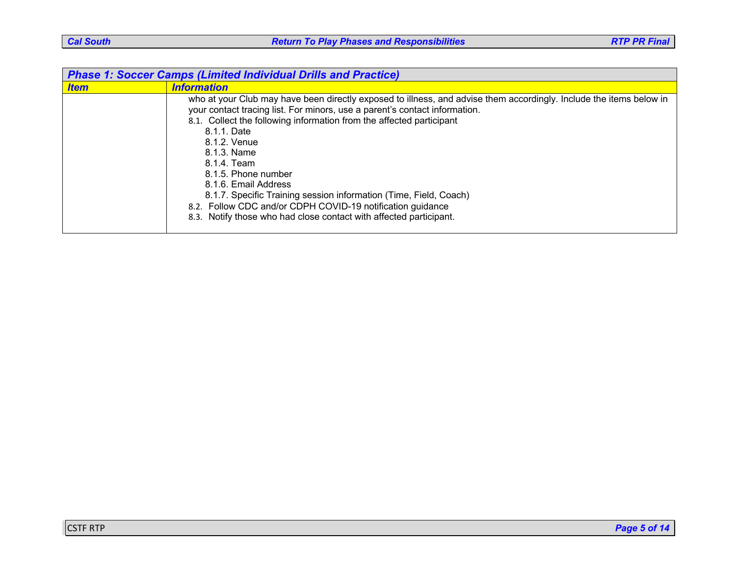| Phase 1: Soccer Camps (Limited Individual Drills and Practice) | |
| --- | --- |
| ***Item*** | ***Information*** |
| | who at your Club may have been directly exposed to illness, and advise them accordingly. Include the items below in your contact tracing list. For minors, use a parent's contact information.<br>8.1. Collect the following information from the affected participant<br>8.1.1. Date<br>8.1.2. Venue<br>8.1.3. Name<br>8.1.4. Team<br>8.1.5. Phone number<br>8.1.6. Email Address<br>8.1.7. Specific Training session information (Time, Field, Coach)<br>8.2. Follow CDC and/or CDPH COVID-19 notification guidance<br>8.3. Notify those who had close contact with affected participant. |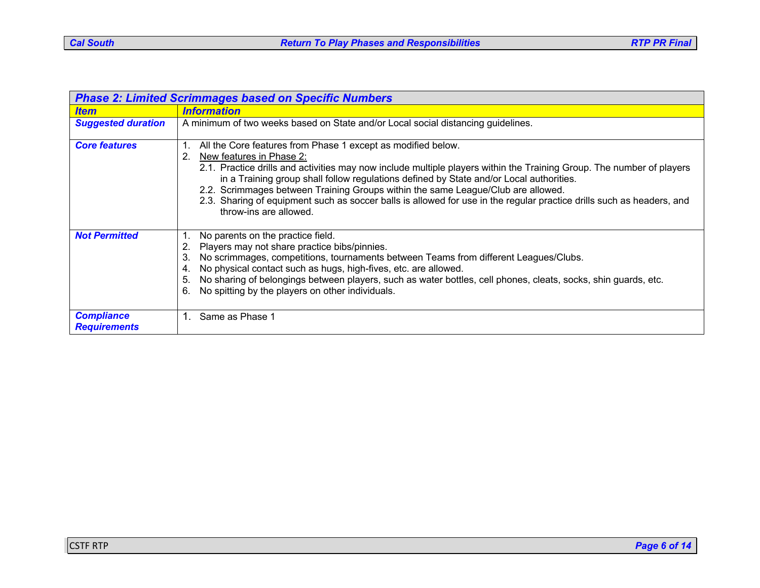| Phase 2: Limited Scrimmages based on Specific Numbers | |
|---|---|
| ***Item*** | ***Information*** |
| ***Suggested duration*** | A minimum of two weeks based on State and/or Local social distancing guidelines. |
| ***Core features*** | 1. All the Core features from Phase 1 except as modified below.<br>2. <u>New features in Phase 2:</u><br>2.1. Practice drills and activities may now include multiple players within the Training Group. The number of players in a Training group shall follow regulations defined by State and/or Local authorities.<br>2.2. Scrimmages between Training Groups within the same League/Club are allowed.<br>2.3. Sharing of equipment such as soccer balls is allowed for use in the regular practice drills such as headers, and throw-ins are allowed. |
| ***Not Permitted*** | 1. No parents on the practice field.<br>2. Players may not share practice bibs/pinnies.<br>3. No scrimmages, competitions, tournaments between Teams from different Leagues/Clubs.<br>4. No physical contact such as hugs, high-fives, etc. are allowed.<br>5. No sharing of belongings between players, such as water bottles, cell phones, cleats, socks, shin guards, etc.<br>6. No spitting by the players on other individuals. |
| ***Compliance Requirements*** | 1. Same as Phase 1 |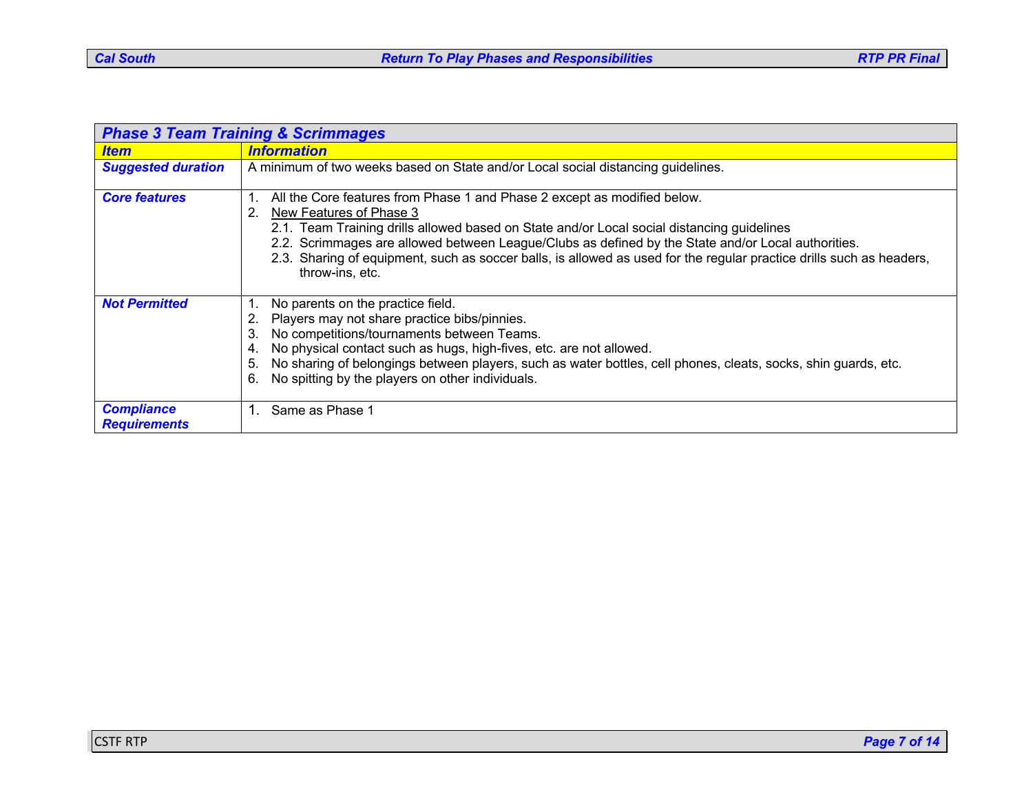| Phase 3 Team Training & Scrimmages | |
|---|---|
| ***Item*** | ***Information*** |
| ***Suggested duration*** | A minimum of two weeks based on State and/or Local social distancing guidelines. |
| ***Core features*** | 1. All the Core features from Phase 1 and Phase 2 except as modified below.<br>2. New Features of Phase 3<br>2.1. Team Training drills allowed based on State and/or Local social distancing guidelines<br>2.2. Scrimmages are allowed between League/Clubs as defined by the State and/or Local authorities.<br>2.3. Sharing of equipment, such as soccer balls, is allowed as used for the regular practice drills such as headers, throw-ins, etc. |
| ***Not Permitted*** | 1. No parents on the practice field.<br>2. Players may not share practice bibs/pinnies.<br>3. No competitions/tournaments between Teams.<br>4. No physical contact such as hugs, high-fives, etc. are not allowed.<br>5. No sharing of belongings between players, such as water bottles, cell phones, cleats, socks, shin guards, etc.<br>6. No spitting by the players on other individuals. |
| ***Compliance Requirements*** | 1. Same as Phase 1 |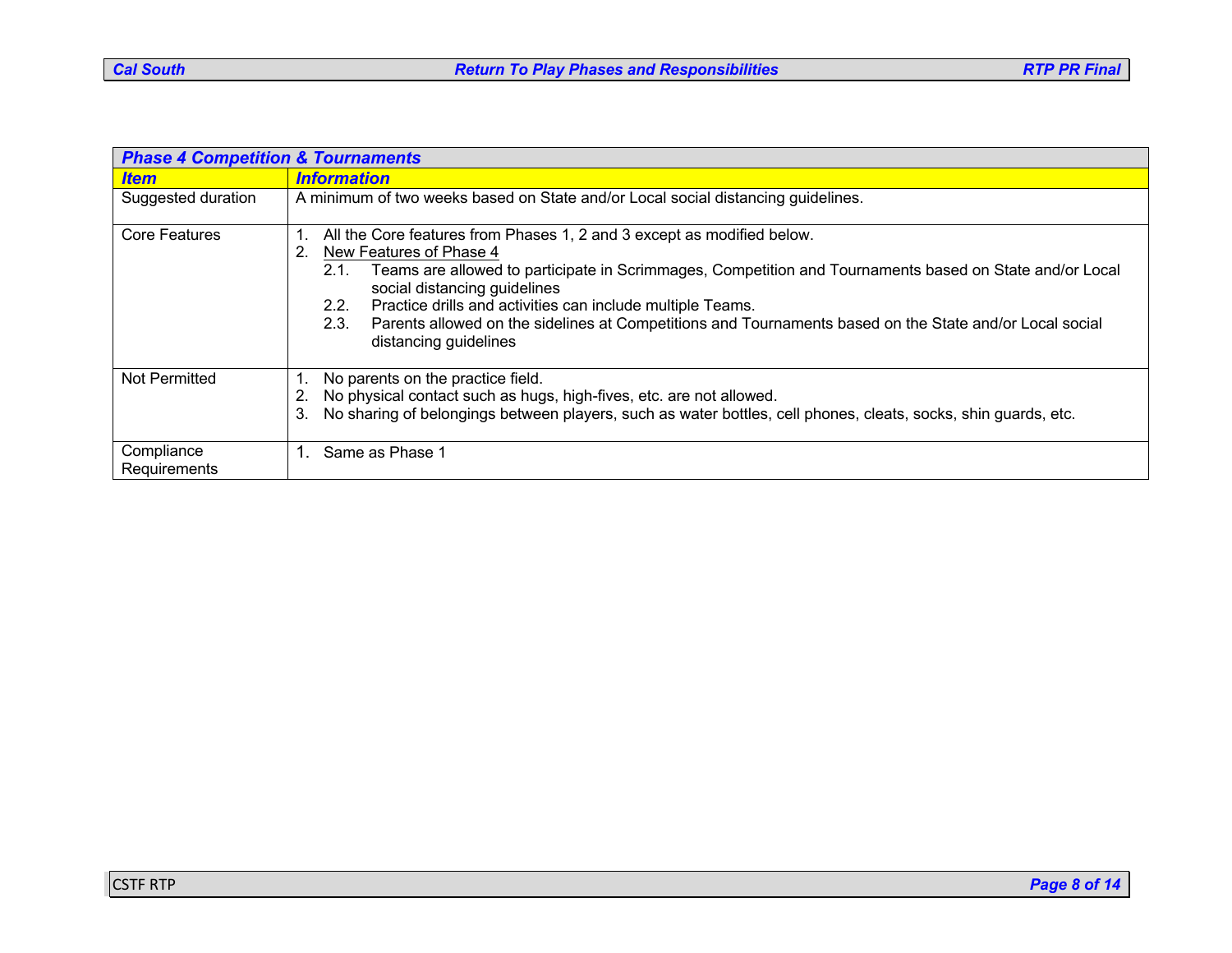| Phase 4 Competition & Tournaments | |
|---|---|
| ***Item*** | ***Information*** |
| Suggested duration | A minimum of two weeks based on State and/or Local social distancing guidelines. |
| Core Features | 1. All the Core features from Phases 1, 2 and 3 except as modified below.<br>2. New Features of Phase 4<br>2.1. Teams are allowed to participate in Scrimmages, Competition and Tournaments based on State and/or Local social distancing guidelines<br>2.2. Practice drills and activities can include multiple Teams.<br>2.3. Parents allowed on the sidelines at Competitions and Tournaments based on the State and/or Local social distancing guidelines |
| Not Permitted | 1. No parents on the practice field.<br>2. No physical contact such as hugs, high-fives, etc. are not allowed.<br>3. No sharing of belongings between players, such as water bottles, cell phones, cleats, socks, shin guards, etc. |
| Compliance Requirements | 1. Same as Phase 1 |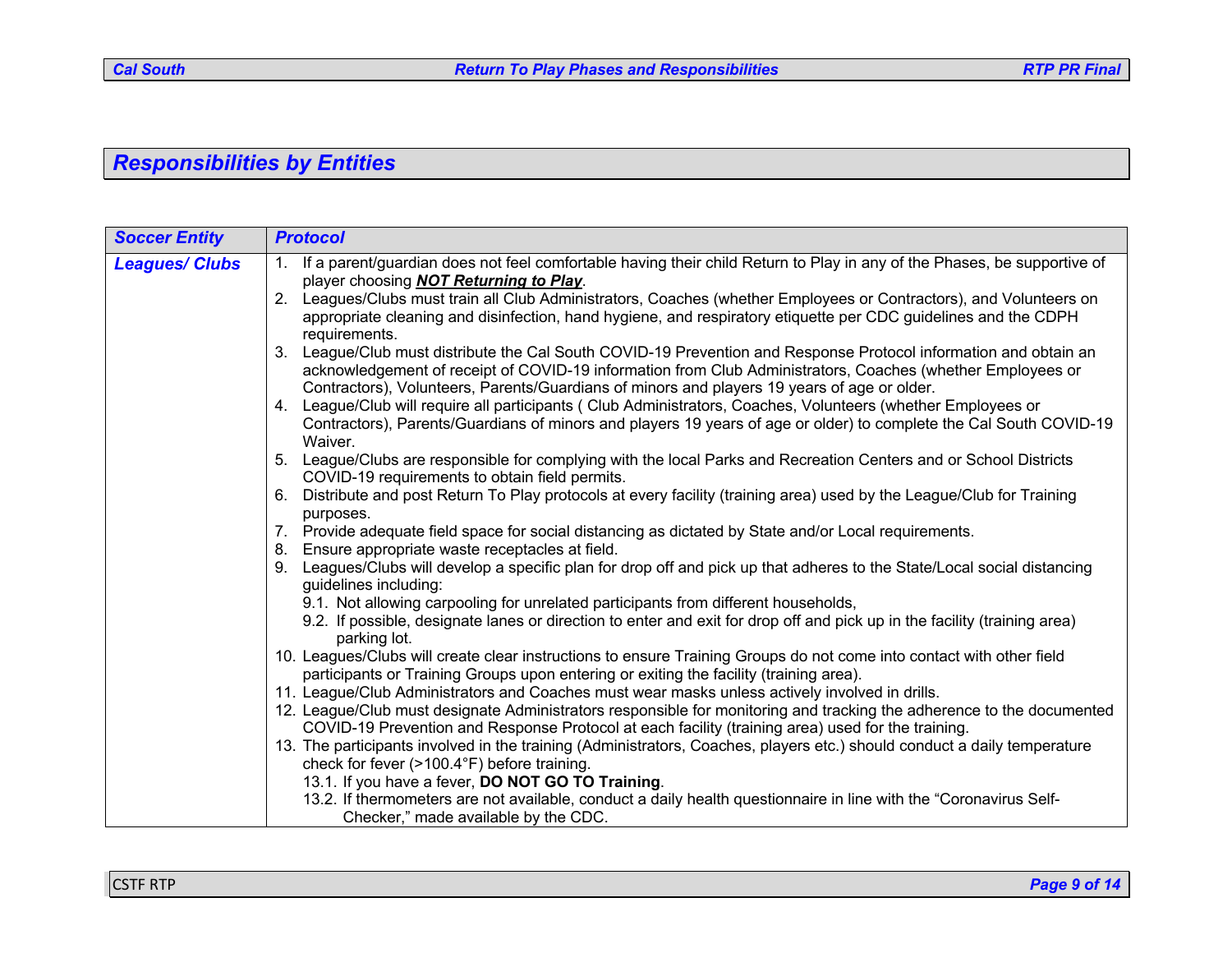## Responsibilities by Entities

| Soccer Entity | Protocol |
|---|---|
| Leagues/ Clubs | 1. If a parent/guardian does not feel comfortable having their child Return to Play in any of the Phases, be supportive of player choosing ***NOT Returning to Play***.<br>2. Leagues/Clubs must train all Club Administrators, Coaches (whether Employees or Contractors), and Volunteers on appropriate cleaning and disinfection, hand hygiene, and respiratory etiquette per CDC guidelines and the CDPH requirements.<br>3. League/Club must distribute the Cal South COVID-19 Prevention and Response Protocol information and obtain an acknowledgement of receipt of COVID-19 information from Club Administrators, Coaches (whether Employees or Contractors), Volunteers, Parents/Guardians of minors and players 19 years of age or older.<br>4. League/Club will require all participants ( Club Administrators, Coaches, Volunteers (whether Employees or Contractors), Parents/Guardians of minors and players 19 years of age or older) to complete the Cal South COVID-19 Waiver.<br>5. League/Clubs are responsible for complying with the local Parks and Recreation Centers and or School Districts COVID-19 requirements to obtain field permits.<br>6. Distribute and post Return To Play protocols at every facility (training area) used by the League/Club for Training purposes.<br>7. Provide adequate field space for social distancing as dictated by State and/or Local requirements.<br>8. Ensure appropriate waste receptacles at field.<br>9. Leagues/Clubs will develop a specific plan for drop off and pick up that adheres to the State/Local social distancing guidelines including:<br>9.1. Not allowing carpooling for unrelated participants from different households,<br>9.2. If possible, designate lanes or direction to enter and exit for drop off and pick up in the facility (training area) parking lot.<br>10. Leagues/Clubs will create clear instructions to ensure Training Groups do not come into contact with other field participants or Training Groups upon entering or exiting the facility (training area).<br>11. League/Club Administrators and Coaches must wear masks unless actively involved in drills.<br>12. League/Club must designate Administrators responsible for monitoring and tracking the adherence to the documented COVID-19 Prevention and Response Protocol at each facility (training area) used for the training.<br>13. The participants involved in the training (Administrators, Coaches, players etc.) should conduct a daily temperature check for fever (>100.4°F) before training.<br>13.1. If you have a fever, **DO NOT GO TO Training**.<br>13.2. If thermometers are not available, conduct a daily health questionnaire in line with the "Coronavirus Self-Checker," made available by the CDC. |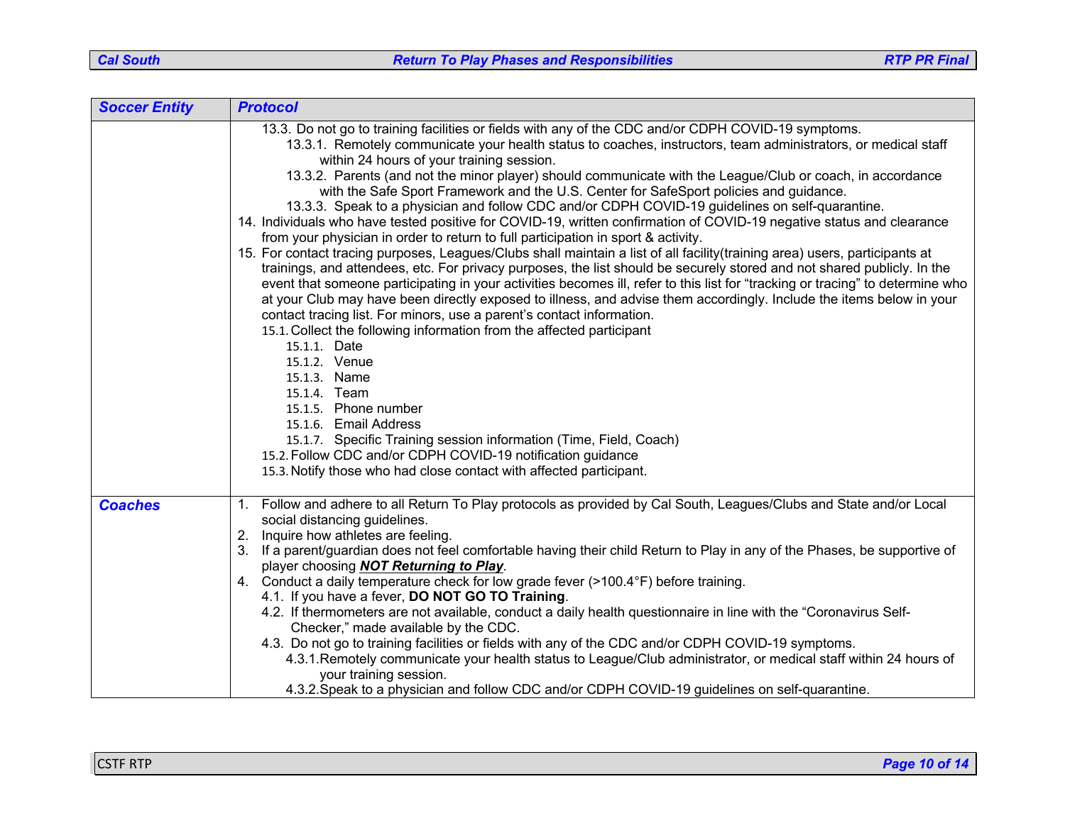| Soccer Entity | Protocol |
|---|---|
| | 13.3. Do not go to training facilities or fields with any of the CDC and/or CDPH COVID-19 symptoms.<br>13.3.1. Remotely communicate your health status to coaches, instructors, team administrators, or medical staff within 24 hours of your training session.<br>13.3.2. Parents (and not the minor player) should communicate with the League/Club or coach, in accordance with the Safe Sport Framework and the U.S. Center for SafeSport policies and guidance.<br>13.3.3. Speak to a physician and follow CDC and/or CDPH COVID-19 guidelines on self-quarantine.<br>14. Individuals who have tested positive for COVID-19, written confirmation of COVID-19 negative status and clearance from your physician in order to return to full participation in sport & activity.<br>15. For contact tracing purposes, Leagues/Clubs shall maintain a list of all facility(training area) users, participants at trainings, and attendees, etc. For privacy purposes, the list should be securely stored and not shared publicly. In the event that someone participating in your activities becomes ill, refer to this list for "tracking or tracing" to determine who at your Club may have been directly exposed to illness, and advise them accordingly. Include the items below in your contact tracing list. For minors, use a parent's contact information.<br>15.1. Collect the following information from the affected participant<br>15.1.1. Date<br>15.1.2. Venue<br>15.1.3. Name<br>15.1.4. Team<br>15.1.5. Phone number<br>15.1.6. Email Address<br>15.1.7. Specific Training session information (Time, Field, Coach)<br>15.2. Follow CDC and/or CDPH COVID-19 notification guidance<br>15.3. Notify those who had close contact with affected participant. |
| ***Coaches*** | 1. Follow and adhere to all Return To Play protocols as provided by Cal South, Leagues/Clubs and State and/or Local social distancing guidelines.<br>2. Inquire how athletes are feeling.<br>3. If a parent/guardian does not feel comfortable having their child Return to Play in any of the Phases, be supportive of player choosing ***NOT Returning to Play***.<br>4. Conduct a daily temperature check for low grade fever (>100.4°F) before training.<br>4.1. If you have a fever, **DO NOT GO TO Training**.<br>4.2. If thermometers are not available, conduct a daily health questionnaire in line with the "Coronavirus Self-Checker," made available by the CDC.<br>4.3. Do not go to training facilities or fields with any of the CDC and/or CDPH COVID-19 symptoms.<br>4.3.1. Remotely communicate your health status to League/Club administrator, or medical staff within 24 hours of your training session.<br>4.3.2. Speak to a physician and follow CDC and/or CDPH COVID-19 guidelines on self-quarantine. |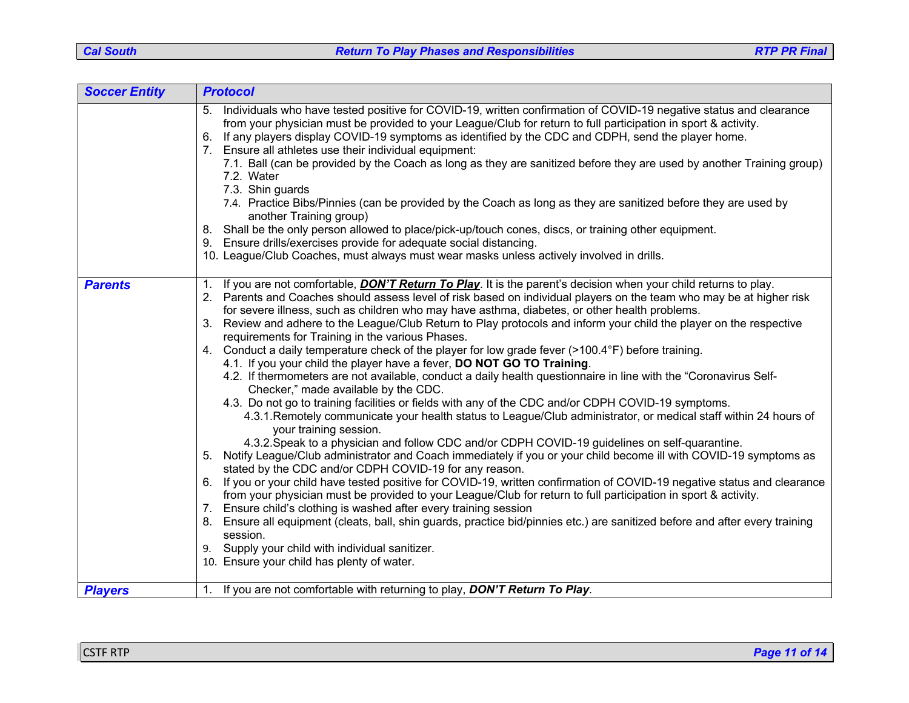| Soccer Entity | Protocol |
|---|---|
| | 5. Individuals who have tested positive for COVID-19, written confirmation of COVID-19 negative status and clearance from your physician must be provided to your League/Club for return to full participation in sport & activity.<br>6. If any players display COVID-19 symptoms as identified by the CDC and CDPH, send the player home.<br>7. Ensure all athletes use their individual equipment:<br>7.1. Ball (can be provided by the Coach as long as they are sanitized before they are used by another Training group)<br>7.2. Water<br>7.3. Shin guards<br>7.4. Practice Bibs/Pinnies (can be provided by the Coach as long as they are sanitized before they are used by another Training group)<br>8. Shall be the only person allowed to place/pick-up/touch cones, discs, or training other equipment.<br>9. Ensure drills/exercises provide for adequate social distancing.<br>10. League/Club Coaches, must always must wear masks unless actively involved in drills. |
| ***Parents*** | 1. If you are not comfortable, ***<u>DON'T Return To Play</u>***. It is the parent's decision when your child returns to play.<br>2. Parents and Coaches should assess level of risk based on individual players on the team who may be at higher risk for severe illness, such as children who may have asthma, diabetes, or other health problems.<br>3. Review and adhere to the League/Club Return to Play protocols and inform your child the player on the respective requirements for Training in the various Phases.<br>4. Conduct a daily temperature check of the player for low grade fever (>100.4°F) before training.<br>4.1. If you your child the player have a fever, **DO NOT GO TO Training**.<br>4.2. If thermometers are not available, conduct a daily health questionnaire in line with the "Coronavirus Self-Checker," made available by the CDC.<br>4.3. Do not go to training facilities or fields with any of the CDC and/or CDPH COVID-19 symptoms.<br>4.3.1. Remotely communicate your health status to League/Club administrator, or medical staff within 24 hours of your training session.<br>4.3.2. Speak to a physician and follow CDC and/or CDPH COVID-19 guidelines on self-quarantine.<br>5. Notify League/Club administrator and Coach immediately if you or your child become ill with COVID-19 symptoms as stated by the CDC and/or CDPH COVID-19 for any reason.<br>6. If you or your child have tested positive for COVID-19, written confirmation of COVID-19 negative status and clearance from your physician must be provided to your League/Club for return to full participation in sport & activity.<br>7. Ensure child's clothing is washed after every training session<br>8. Ensure all equipment (cleats, ball, shin guards, practice bid/pinnies etc.) are sanitized before and after every training session.<br>9. Supply your child with individual sanitizer.<br>10. Ensure your child has plenty of water. |
| ***Players*** | 1. If you are not comfortable with returning to play, ***DON'T Return To Play***. |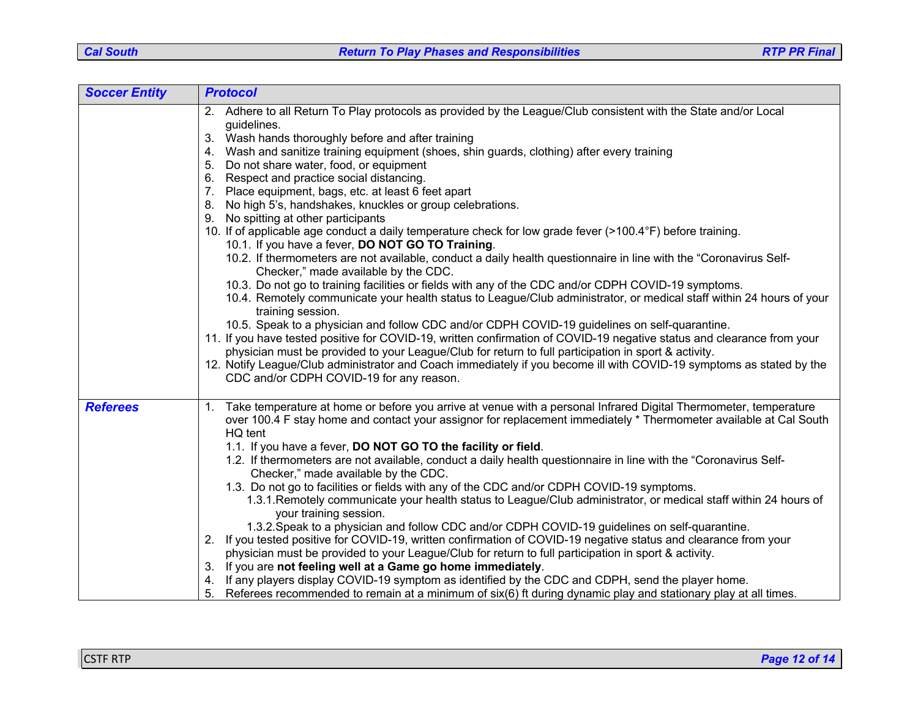| Soccer Entity | Protocol |
|---|---|
| | 2. Adhere to all Return To Play protocols as provided by the League/Club consistent with the State and/or Local guidelines.<br>3. Wash hands thoroughly before and after training<br>4. Wash and sanitize training equipment (shoes, shin guards, clothing) after every training<br>5. Do not share water, food, or equipment<br>6. Respect and practice social distancing.<br>7. Place equipment, bags, etc. at least 6 feet apart<br>8. No high 5's, handshakes, knuckles or group celebrations.<br>9. No spitting at other participants<br>10. If of applicable age conduct a daily temperature check for low grade fever (>100.4°F) before training.<br>&nbsp;&nbsp;&nbsp;&nbsp;10.1. If you have a fever, **DO NOT GO TO Training**.<br>&nbsp;&nbsp;&nbsp;&nbsp;10.2. If thermometers are not available, conduct a daily health questionnaire in line with the "Coronavirus Self-Checker," made available by the CDC.<br>&nbsp;&nbsp;&nbsp;&nbsp;10.3. Do not go to training facilities or fields with any of the CDC and/or CDPH COVID-19 symptoms.<br>&nbsp;&nbsp;&nbsp;&nbsp;10.4. Remotely communicate your health status to League/Club administrator, or medical staff within 24 hours of your training session.<br>&nbsp;&nbsp;&nbsp;&nbsp;10.5. Speak to a physician and follow CDC and/or CDPH COVID-19 guidelines on self-quarantine.<br>11. If you have tested positive for COVID-19, written confirmation of COVID-19 negative status and clearance from your physician must be provided to your League/Club for return to full participation in sport & activity.<br>12. Notify League/Club administrator and Coach immediately if you become ill with COVID-19 symptoms as stated by the CDC and/or CDPH COVID-19 for any reason. |
| **Referees** | 1. Take temperature at home or before you arrive at venue with a personal Infrared Digital Thermometer, temperature over 100.4 F stay home and contact your assignor for replacement immediately * Thermometer available at Cal South HQ tent<br>&nbsp;&nbsp;&nbsp;&nbsp;1.1. If you have a fever, **DO NOT GO TO the facility or field**.<br>&nbsp;&nbsp;&nbsp;&nbsp;1.2. If thermometers are not available, conduct a daily health questionnaire in line with the "Coronavirus Self-Checker," made available by the CDC.<br>&nbsp;&nbsp;&nbsp;&nbsp;1.3. Do not go to facilities or fields with any of the CDC and/or CDPH COVID-19 symptoms.<br>&nbsp;&nbsp;&nbsp;&nbsp;&nbsp;&nbsp;&nbsp;&nbsp;1.3.1. Remotely communicate your health status to League/Club administrator, or medical staff within 24 hours of your training session.<br>&nbsp;&nbsp;&nbsp;&nbsp;&nbsp;&nbsp;&nbsp;&nbsp;1.3.2. Speak to a physician and follow CDC and/or CDPH COVID-19 guidelines on self-quarantine.<br>2. If you tested positive for COVID-19, written confirmation of COVID-19 negative status and clearance from your physician must be provided to your League/Club for return to full participation in sport & activity.<br>3. If you are **not feeling well at a Game go home immediately**.<br>4. If any players display COVID-19 symptom as identified by the CDC and CDPH, send the player home.<br>5. Referees recommended to remain at a minimum of six(6) ft during dynamic play and stationary play at all times. |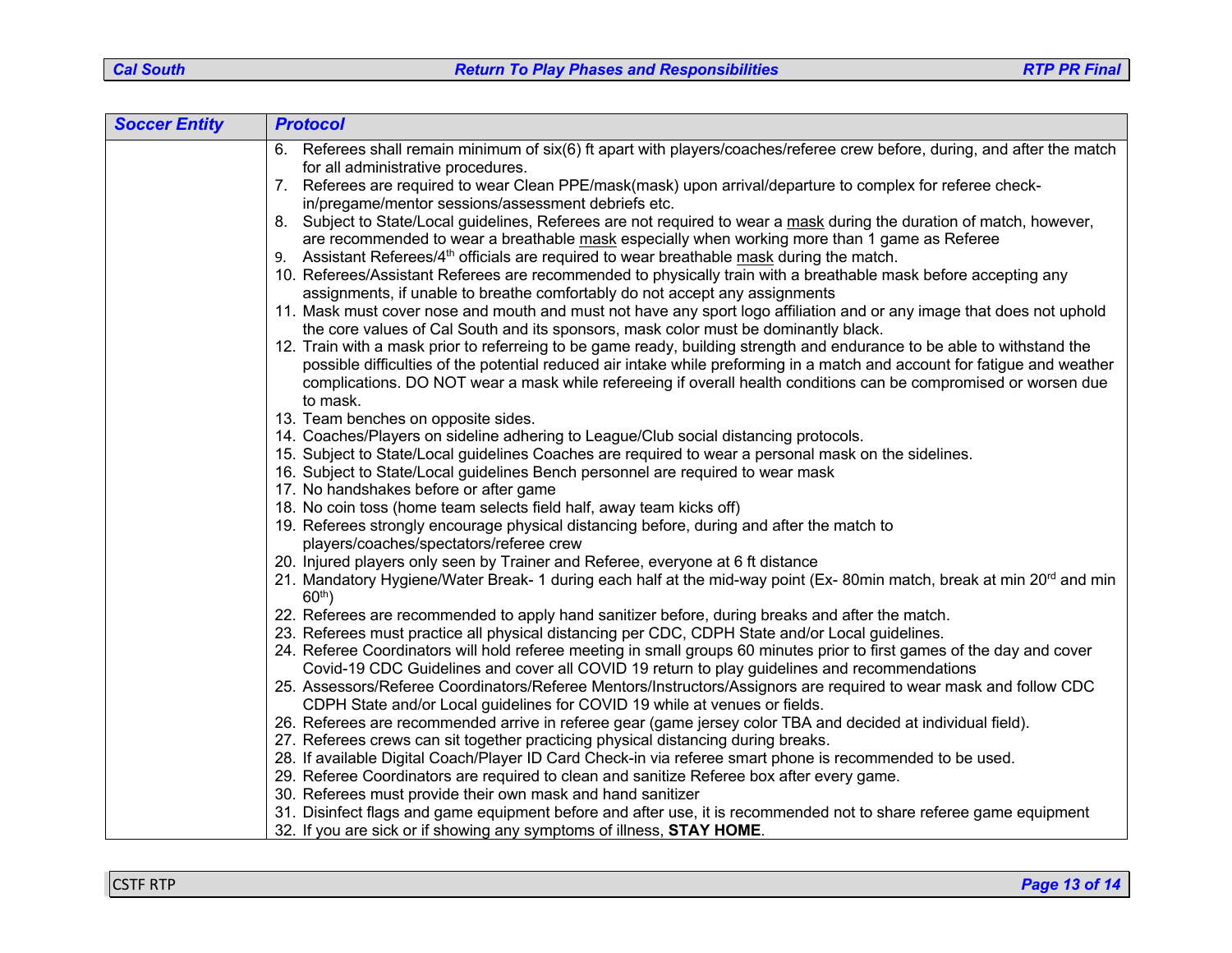| Soccer Entity | Protocol |
|---|---|
| | 6. Referees shall remain minimum of six(6) ft apart with players/coaches/referee crew before, during, and after the match for all administrative procedures.<br>7. Referees are required to wear Clean PPE/mask(mask) upon arrival/departure to complex for referee check-in/pregame/mentor sessions/assessment debriefs etc.<br>8. Subject to State/Local guidelines, Referees are not required to wear a mask during the duration of match, however, are recommended to wear a breathable mask especially when working more than 1 game as Referee<br>9. Assistant Referees/4th officials are required to wear breathable mask during the match.<br>10. Referees/Assistant Referees are recommended to physically train with a breathable mask before accepting any assignments, if unable to breathe comfortably do not accept any assignments<br>11. Mask must cover nose and mouth and must not have any sport logo affiliation and or any image that does not uphold the core values of Cal South and its sponsors, mask color must be dominantly black.<br>12. Train with a mask prior to referreing to be game ready, building strength and endurance to be able to withstand the possible difficulties of the potential reduced air intake while preforming in a match and account for fatigue and weather complications. DO NOT wear a mask while refereeing if overall health conditions can be compromised or worsen due to mask.<br>13. Team benches on opposite sides.<br>14. Coaches/Players on sideline adhering to League/Club social distancing protocols.<br>15. Subject to State/Local guidelines Coaches are required to wear a personal mask on the sidelines.<br>16. Subject to State/Local guidelines Bench personnel are required to wear mask<br>17. No handshakes before or after game<br>18. No coin toss (home team selects field half, away team kicks off)<br>19. Referees strongly encourage physical distancing before, during and after the match to players/coaches/spectators/referee crew<br>20. Injured players only seen by Trainer and Referee, everyone at 6 ft distance<br>21. Mandatory Hygiene/Water Break- 1 during each half at the mid-way point (Ex- 80min match, break at min 20rd and min 60th)<br>22. Referees are recommended to apply hand sanitizer before, during breaks and after the match.<br>23. Referees must practice all physical distancing per CDC, CDPH State and/or Local guidelines.<br>24. Referee Coordinators will hold referee meeting in small groups 60 minutes prior to first games of the day and cover Covid-19 CDC Guidelines and cover all COVID 19 return to play guidelines and recommendations<br>25. Assessors/Referee Coordinators/Referee Mentors/Instructors/Assignors are required to wear mask and follow CDC CDPH State and/or Local guidelines for COVID 19 while at venues or fields.<br>26. Referees are recommended arrive in referee gear (game jersey color TBA and decided at individual field).<br>27. Referees crews can sit together practicing physical distancing during breaks.<br>28. If available Digital Coach/Player ID Card Check-in via referee smart phone is recommended to be used.<br>29. Referee Coordinators are required to clean and sanitize Referee box after every game.<br>30. Referees must provide their own mask and hand sanitizer<br>31. Disinfect flags and game equipment before and after use, it is recommended not to share referee game equipment<br>32. If you are sick or if showing any symptoms of illness, **STAY HOME**. |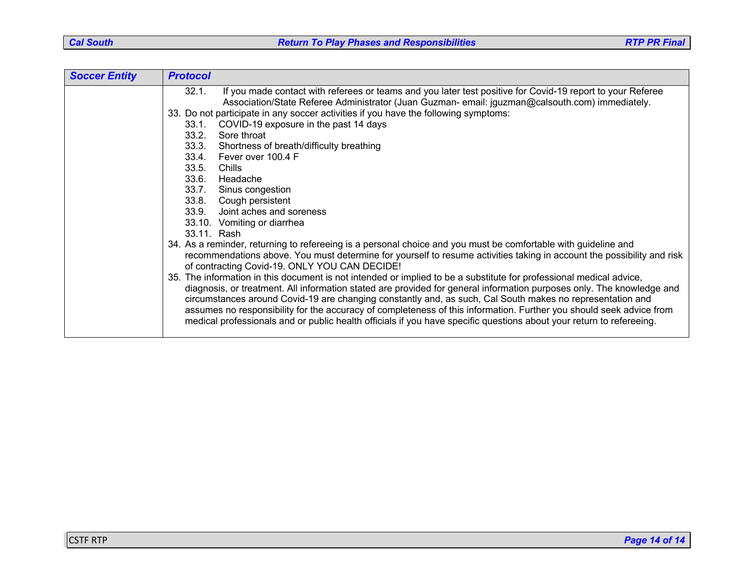| Soccer Entity | Protocol |
| --- | --- |
| | 32.1. If you made contact with referees or teams and you later test positive for Covid-19 report to your Referee Association/State Referee Administrator (Juan Guzman- email: jguzman@calsouth.com) immediately.<br>33. Do not participate in any soccer activities if you have the following symptoms:<br>33.1. COVID-19 exposure in the past 14 days<br>33.2. Sore throat<br>33.3. Shortness of breath/difficulty breathing<br>33.4. Fever over 100.4 F<br>33.5. Chills<br>33.6. Headache<br>33.7. Sinus congestion<br>33.8. Cough persistent<br>33.9. Joint aches and soreness<br>33.10. Vomiting or diarrhea<br>33.11. Rash<br>34. As a reminder, returning to refereeing is a personal choice and you must be comfortable with guideline and recommendations above. You must determine for yourself to resume activities taking in account the possibility and risk of contracting Covid-19. ONLY YOU CAN DECIDE!<br>35. The information in this document is not intended or implied to be a substitute for professional medical advice, diagnosis, or treatment. All information stated are provided for general information purposes only. The knowledge and circumstances around Covid-19 are changing constantly and, as such, Cal South makes no representation and assumes no responsibility for the accuracy of completeness of this information. Further you should seek advice from medical professionals and or public health officials if you have specific questions about your return to refereeing. |